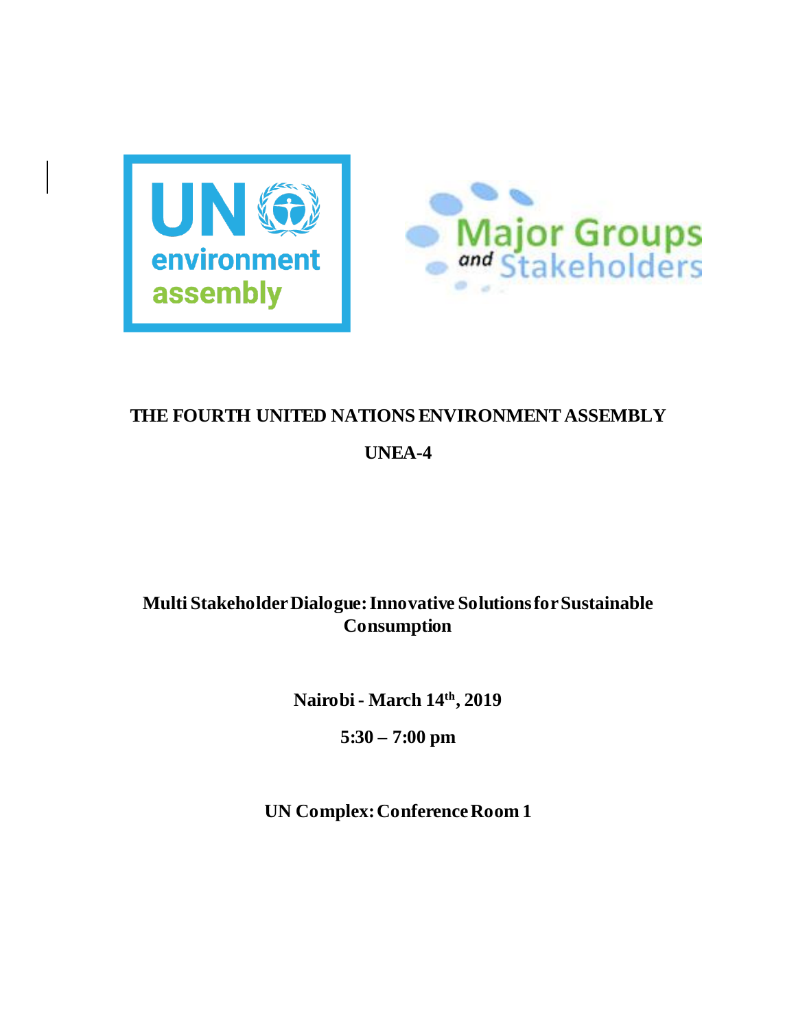# THE FOURTH UNITED NATIONS ENVIRONMENT ASSEMBLY

## UNEA-4

**Multi Stakeholder Dialogue: Innovative Solutions for Sustainable Consumption**

**Nairobi - March 14th, 2019**

**5:30 – 7:00 pm**

**UN Complex: Conference Room 1**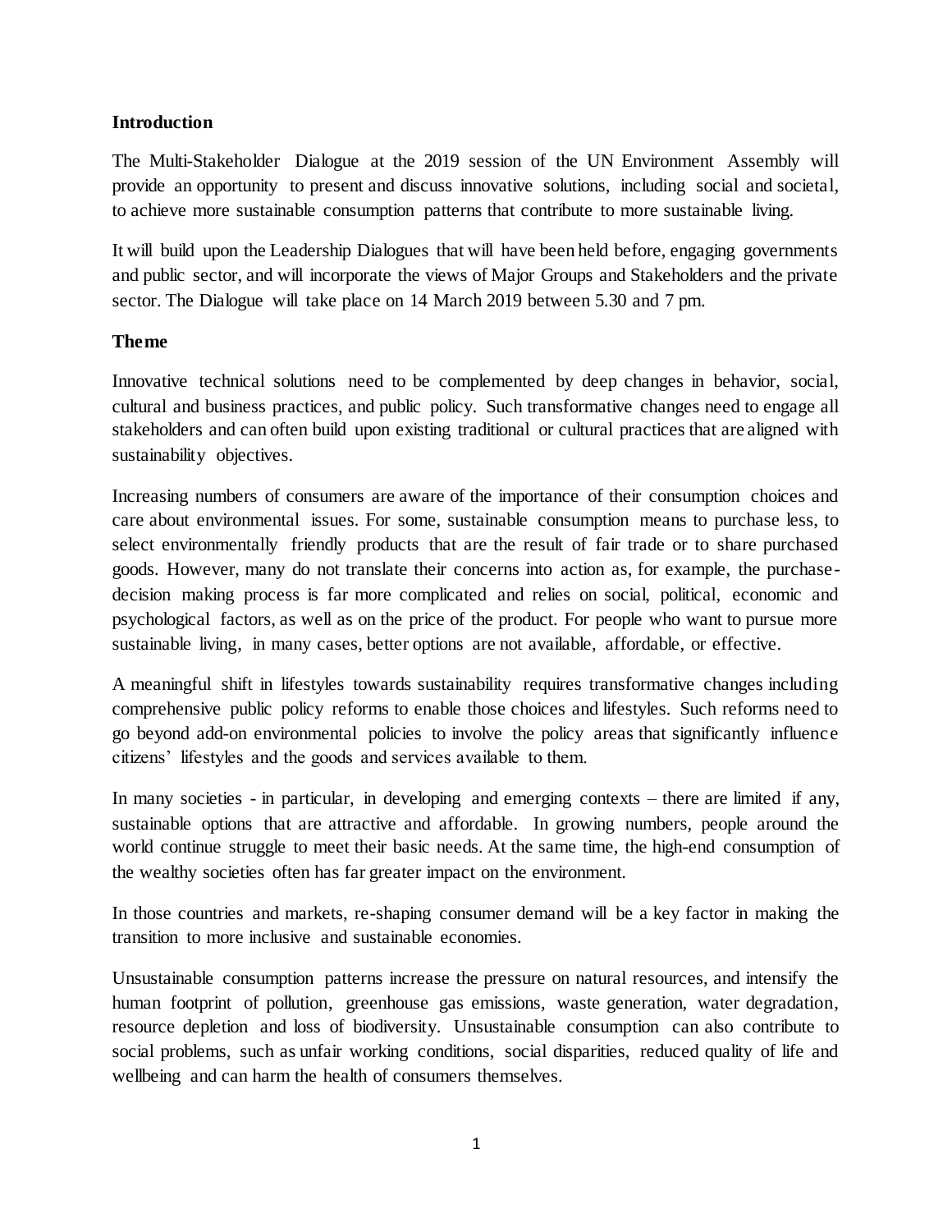**Introduction**

The Multi-Stakeholder Dialogue at the 2019 session of the UN Environment Assembly will provide an opportunity to present and discuss innovative solutions, including social and societal, to achieve more sustainable consumption patterns that contribute to more sustainable living.

It will build upon the Leadership Dialogues that will have been held before, engaging governments and public sector, and will incorporate the views of Major Groups and Stakeholders and the private sector. The Dialogue will take place on 14 March 2019 between 5.30 and 7 pm.

**Theme**

Innovative technical solutions need to be complemented by deep changes in behavior, social, cultural and business practices, and public policy. Such transformative changes need to engage all stakeholders and can often build upon existing traditional or cultural practices that are aligned with sustainability objectives.

Increasing numbers of consumers are aware of the importance of their consumption choices and care about environmental issues. For some, sustainable consumption means to purchase less, to select environmentally friendly products that are the result of fair trade or to share purchased goods. However, many do not translate their concerns into action as, for example, the purchase-decision making process is far more complicated and relies on social, political, economic and psychological factors, as well as on the price of the product. For people who want to pursue more sustainable living, in many cases, better options are not available, affordable, or effective.

A meaningful shift in lifestyles towards sustainability requires transformative changes including comprehensive public policy reforms to enable those choices and lifestyles. Such reforms need to go beyond add-on environmental policies to involve the policy areas that significantly influence citizens' lifestyles and the goods and services available to them.

In many societies - in particular, in developing and emerging contexts – there are limited if any, sustainable options that are attractive and affordable. In growing numbers, people around the world continue struggle to meet their basic needs. At the same time, the high-end consumption of the wealthy societies often has far greater impact on the environment.

In those countries and markets, re-shaping consumer demand will be a key factor in making the transition to more inclusive and sustainable economies.

Unsustainable consumption patterns increase the pressure on natural resources, and intensify the human footprint of pollution, greenhouse gas emissions, waste generation, water degradation, resource depletion and loss of biodiversity. Unsustainable consumption can also contribute to social problems, such as unfair working conditions, social disparities, reduced quality of life and wellbeing and can harm the health of consumers themselves.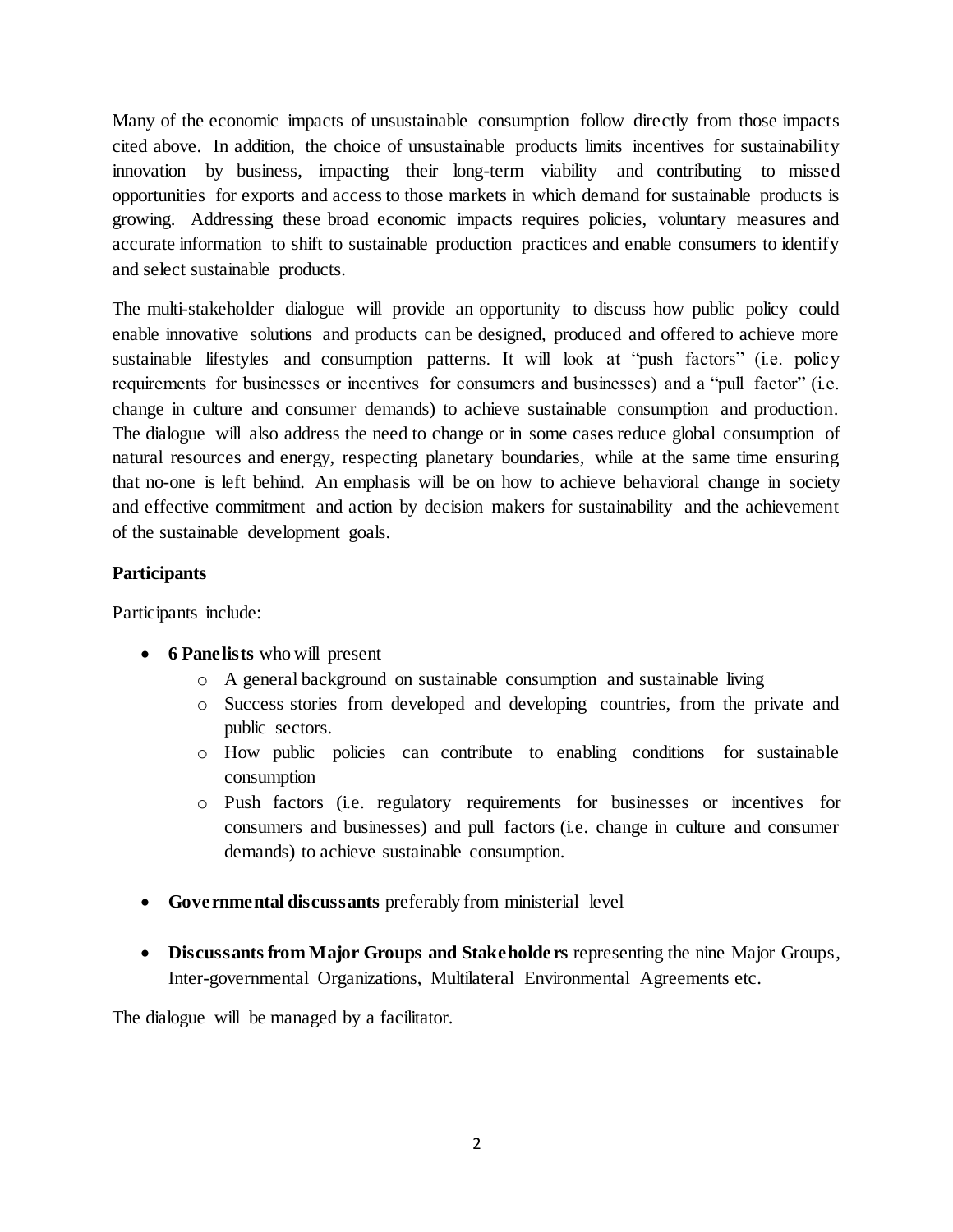Many of the economic impacts of unsustainable consumption follow directly from those impacts cited above. In addition, the choice of unsustainable products limits incentives for sustainability innovation by business, impacting their long-term viability and contributing to missed opportunities for exports and access to those markets in which demand for sustainable products is growing. Addressing these broad economic impacts requires policies, voluntary measures and accurate information to shift to sustainable production practices and enable consumers to identify and select sustainable products.

The multi-stakeholder dialogue will provide an opportunity to discuss how public policy could enable innovative solutions and products can be designed, produced and offered to achieve more sustainable lifestyles and consumption patterns. It will look at "push factors" (i.e. policy requirements for businesses or incentives for consumers and businesses) and a "pull factor" (i.e. change in culture and consumer demands) to achieve sustainable consumption and production. The dialogue will also address the need to change or in some cases reduce global consumption of natural resources and energy, respecting planetary boundaries, while at the same time ensuring that no-one is left behind. An emphasis will be on how to achieve behavioral change in society and effective commitment and action by decision makers for sustainability and the achievement of the sustainable development goals.

**Participants**

Participants include:

- **6 Panelists** who will present
  - A general background on sustainable consumption and sustainable living
  - Success stories from developed and developing countries, from the private and public sectors.
  - How public policies can contribute to enabling conditions for sustainable consumption
  - Push factors (i.e. regulatory requirements for businesses or incentives for consumers and businesses) and pull factors (i.e. change in culture and consumer demands) to achieve sustainable consumption.
- **Governmental discussants** preferably from ministerial level
- **Discussants from Major Groups and Stakeholders** representing the nine Major Groups, Inter-governmental Organizations, Multilateral Environmental Agreements etc.

The dialogue will be managed by a facilitator.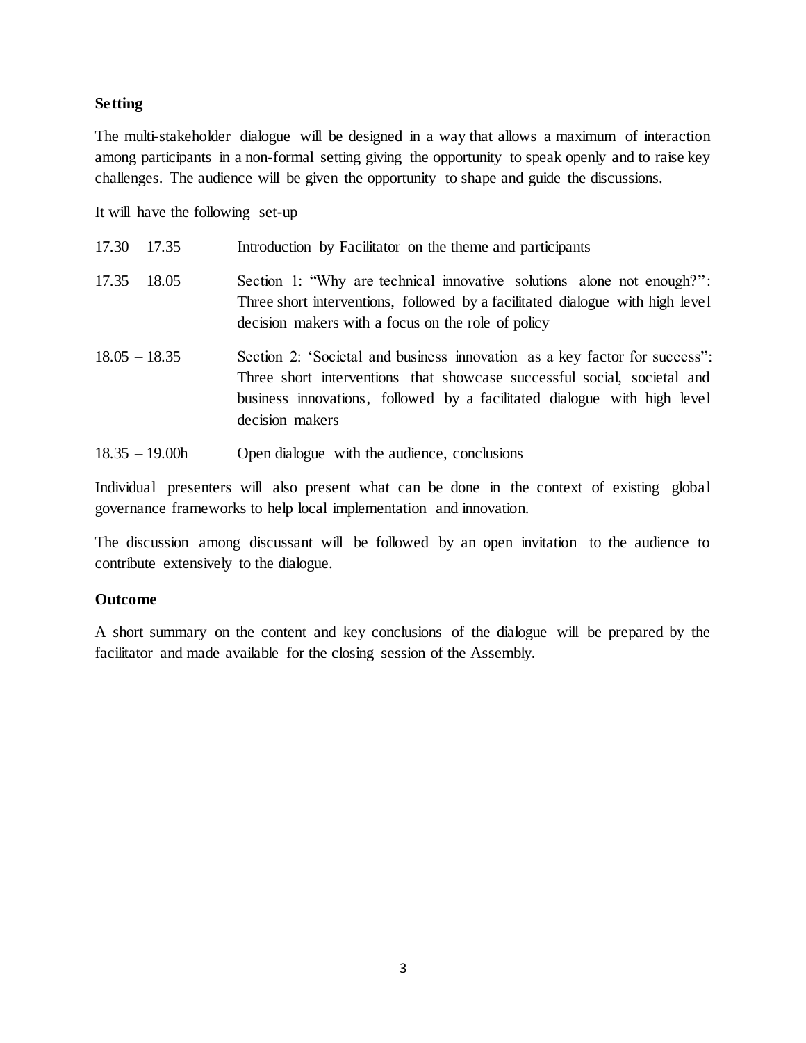**Setting**

The multi-stakeholder dialogue will be designed in a way that allows a maximum of interaction among participants in a non-formal setting giving the opportunity to speak openly and to raise key challenges. The audience will be given the opportunity to shape and guide the discussions.

It will have the following set-up

| | |
|---|---|
| 17.30 – 17.35 | Introduction by Facilitator on the theme and participants |
| 17.35 – 18.05 | Section 1: "Why are technical innovative solutions alone not enough?": Three short interventions, followed by a facilitated dialogue with high level decision makers with a focus on the role of policy |
| 18.05 – 18.35 | Section 2: 'Societal and business innovation as a key factor for success": Three short interventions that showcase successful social, societal and business innovations, followed by a facilitated dialogue with high level decision makers |
| 18.35 – 19.00h | Open dialogue with the audience, conclusions |

Individual presenters will also present what can be done in the context of existing global governance frameworks to help local implementation and innovation.

The discussion among discussant will be followed by an open invitation to the audience to contribute extensively to the dialogue.

**Outcome**

A short summary on the content and key conclusions of the dialogue will be prepared by the facilitator and made available for the closing session of the Assembly.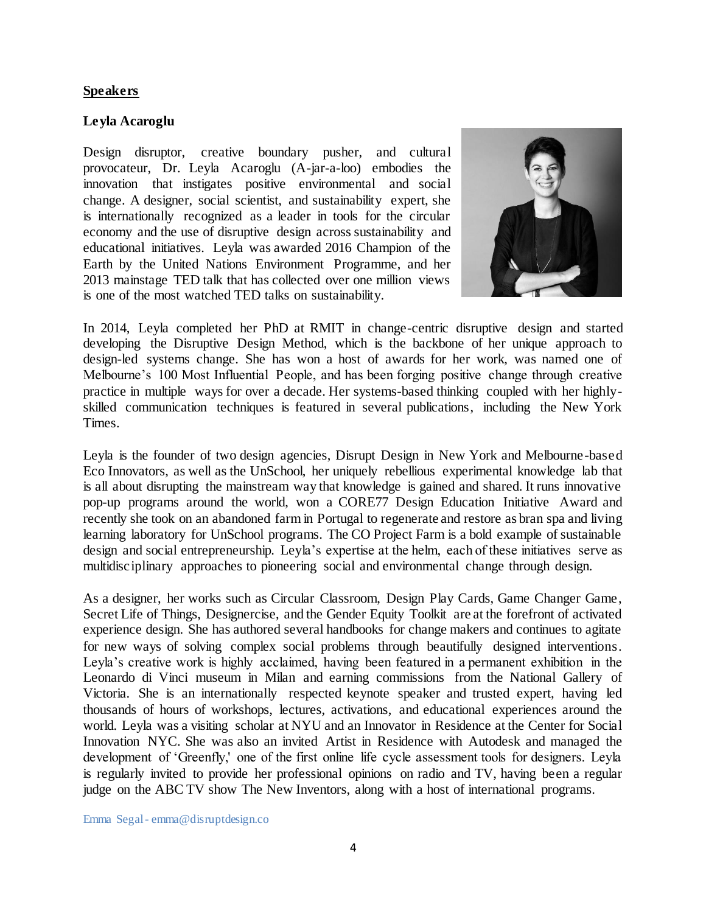## Speakers

### Leyla Acaroglu

Design disruptor, creative boundary pusher, and cultural provocateur, Dr. Leyla Acaroglu (A-jar-a-loo) embodies the innovation that instigates positive environmental and social change. A designer, social scientist, and sustainability expert, she is internationally recognized as a leader in tools for the circular economy and the use of disruptive design across sustainability and educational initiatives. Leyla was awarded 2016 Champion of the Earth by the United Nations Environment Programme, and her 2013 mainstage TED talk that has collected over one million views is one of the most watched TED talks on sustainability.

In 2014, Leyla completed her PhD at RMIT in change-centric disruptive design and started developing the Disruptive Design Method, which is the backbone of her unique approach to design-led systems change. She has won a host of awards for her work, was named one of Melbourne's 100 Most Influential People, and has been forging positive change through creative practice in multiple ways for over a decade. Her systems-based thinking coupled with her highly-skilled communication techniques is featured in several publications, including the New York Times.

Leyla is the founder of two design agencies, Disrupt Design in New York and Melbourne-based Eco Innovators, as well as the UnSchool, her uniquely rebellious experimental knowledge lab that is all about disrupting the mainstream way that knowledge is gained and shared. It runs innovative pop-up programs around the world, won a CORE77 Design Education Initiative Award and recently she took on an abandoned farm in Portugal to regenerate and restore as bran spa and living learning laboratory for UnSchool programs. The CO Project Farm is a bold example of sustainable design and social entrepreneurship. Leyla's expertise at the helm, each of these initiatives serve as multidisciplinary approaches to pioneering social and environmental change through design.

As a designer, her works such as Circular Classroom, Design Play Cards, Game Changer Game, Secret Life of Things, Designercise, and the Gender Equity Toolkit are at the forefront of activated experience design. She has authored several handbooks for change makers and continues to agitate for new ways of solving complex social problems through beautifully designed interventions. Leyla's creative work is highly acclaimed, having been featured in a permanent exhibition in the Leonardo di Vinci museum in Milan and earning commissions from the National Gallery of Victoria. She is an internationally respected keynote speaker and trusted expert, having led thousands of hours of workshops, lectures, activations, and educational experiences around the world. Leyla was a visiting scholar at NYU and an Innovator in Residence at the Center for Social Innovation NYC. She was also an invited Artist in Residence with Autodesk and managed the development of 'Greenfly,' one of the first online life cycle assessment tools for designers. Leyla is regularly invited to provide her professional opinions on radio and TV, having been a regular judge on the ABC TV show The New Inventors, along with a host of international programs.

Emma Segal - emma@disruptdesign.co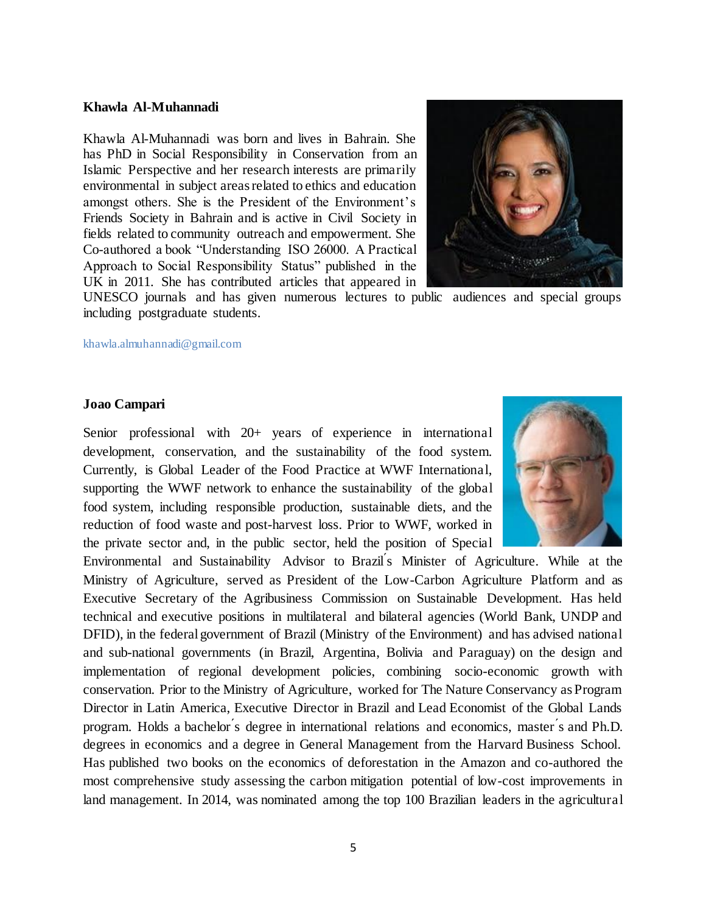**Khawla Al-Muhannadi**

Khawla Al-Muhannadi was born and lives in Bahrain. She has PhD in Social Responsibility in Conservation from an Islamic Perspective and her research interests are primarily environmental in subject areas related to ethics and education amongst others. She is the President of the Environment's Friends Society in Bahrain and is active in Civil Society in fields related to community outreach and empowerment. She Co-authored a book "Understanding ISO 26000. A Practical Approach to Social Responsibility Status" published in the UK in 2011. She has contributed articles that appeared in UNESCO journals and has given numerous lectures to public audiences and special groups including postgraduate students.

khawla.almuhannadi@gmail.com

**Joao Campari**

Senior professional with 20+ years of experience in international development, conservation, and the sustainability of the food system. Currently, is Global Leader of the Food Practice at WWF International, supporting the WWF network to enhance the sustainability of the global food system, including responsible production, sustainable diets, and the reduction of food waste and post-harvest loss. Prior to WWF, worked in the private sector and, in the public sector, held the position of Special Environmental and Sustainability Advisor to Brazil´s Minister of Agriculture. While at the Ministry of Agriculture, served as President of the Low-Carbon Agriculture Platform and as Executive Secretary of the Agribusiness Commission on Sustainable Development. Has held technical and executive positions in multilateral and bilateral agencies (World Bank, UNDP and DFID), in the federal government of Brazil (Ministry of the Environment) and has advised national and sub-national governments (in Brazil, Argentina, Bolivia and Paraguay) on the design and implementation of regional development policies, combining socio-economic growth with conservation. Prior to the Ministry of Agriculture, worked for The Nature Conservancy as Program Director in Latin America, Executive Director in Brazil and Lead Economist of the Global Lands program. Holds a bachelor´s degree in international relations and economics, master´s and Ph.D. degrees in economics and a degree in General Management from the Harvard Business School. Has published two books on the economics of deforestation in the Amazon and co-authored the most comprehensive study assessing the carbon mitigation potential of low-cost improvements in land management. In 2014, was nominated among the top 100 Brazilian leaders in the agricultural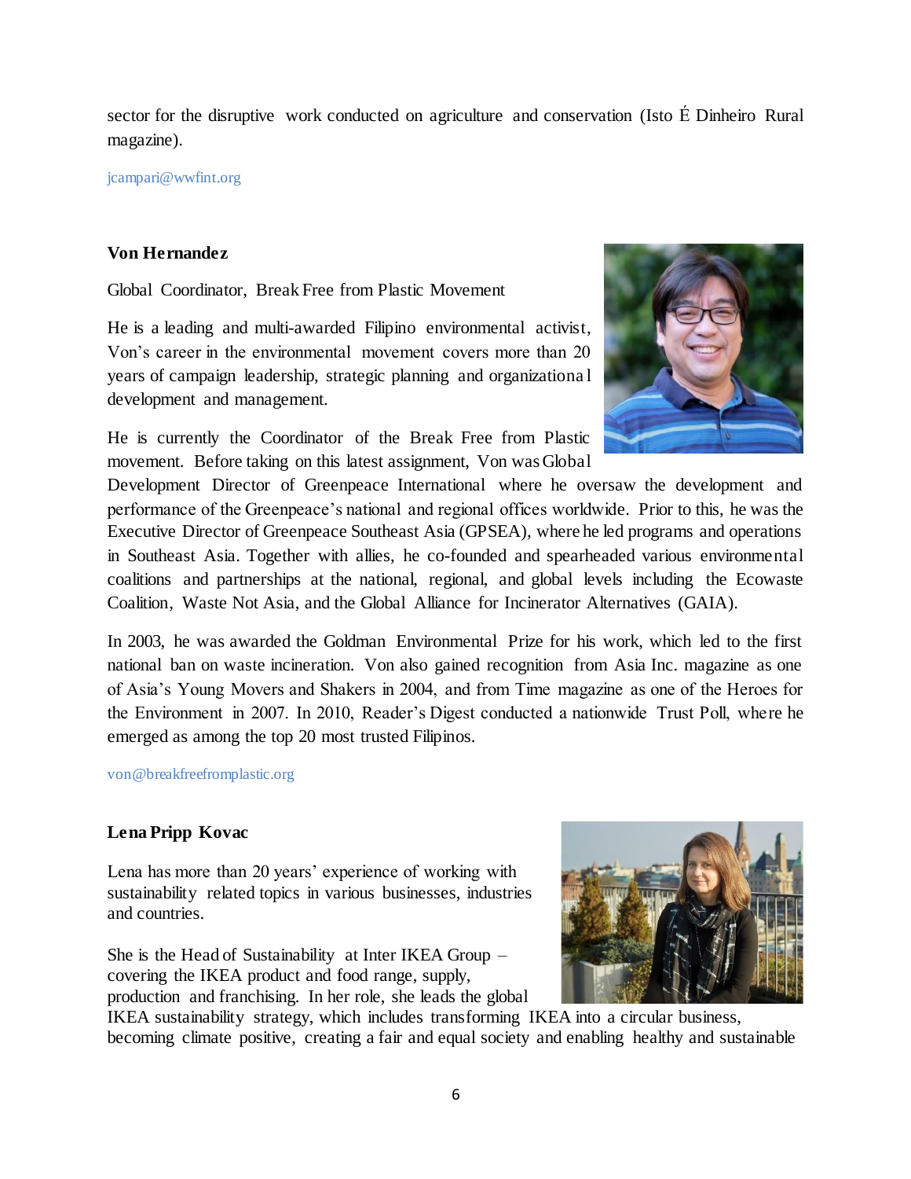sector for the disruptive work conducted on agriculture and conservation (Isto É Dinheiro Rural magazine).

jcampari@wwfint.org

**Von Hernandez**

Global Coordinator, Break Free from Plastic Movement

He is a leading and multi-awarded Filipino environmental activist, Von's career in the environmental movement covers more than 20 years of campaign leadership, strategic planning and organizational development and management.

He is currently the Coordinator of the Break Free from Plastic movement. Before taking on this latest assignment, Von was Global Development Director of Greenpeace International where he oversaw the development and performance of the Greenpeace's national and regional offices worldwide. Prior to this, he was the Executive Director of Greenpeace Southeast Asia (GPSEA), where he led programs and operations in Southeast Asia. Together with allies, he co-founded and spearheaded various environmental coalitions and partnerships at the national, regional, and global levels including the Ecowaste Coalition, Waste Not Asia, and the Global Alliance for Incinerator Alternatives (GAIA).

In 2003, he was awarded the Goldman Environmental Prize for his work, which led to the first national ban on waste incineration. Von also gained recognition from Asia Inc. magazine as one of Asia's Young Movers and Shakers in 2004, and from Time magazine as one of the Heroes for the Environment in 2007. In 2010, Reader's Digest conducted a nationwide Trust Poll, where he emerged as among the top 20 most trusted Filipinos.

von@breakfreefromplastic.org

**Lena Pripp Kovac**

Lena has more than 20 years' experience of working with sustainability related topics in various businesses, industries and countries.

She is the Head of Sustainability at Inter IKEA Group – covering the IKEA product and food range, supply, production and franchising. In her role, she leads the global IKEA sustainability strategy, which includes transforming IKEA into a circular business, becoming climate positive, creating a fair and equal society and enabling healthy and sustainable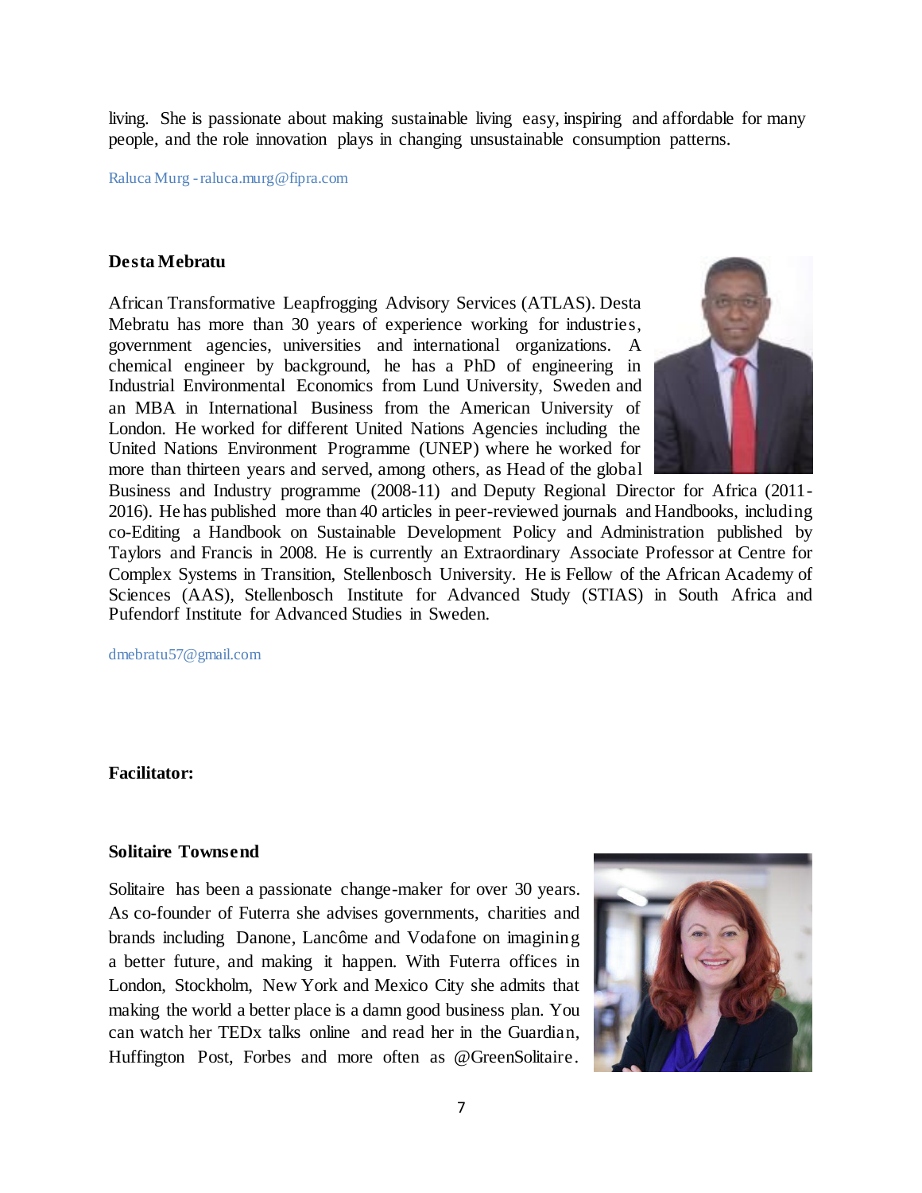living. She is passionate about making sustainable living easy, inspiring and affordable for many people, and the role innovation plays in changing unsustainable consumption patterns.

Raluca Murg - raluca.murg@fipra.com

**Desta Mebratu**

African Transformative Leapfrogging Advisory Services (ATLAS). Desta Mebratu has more than 30 years of experience working for industries, government agencies, universities and international organizations. A chemical engineer by background, he has a PhD of engineering in Industrial Environmental Economics from Lund University, Sweden and an MBA in International Business from the American University of London. He worked for different United Nations Agencies including the United Nations Environment Programme (UNEP) where he worked for more than thirteen years and served, among others, as Head of the global Business and Industry programme (2008-11) and Deputy Regional Director for Africa (2011-2016). He has published more than 40 articles in peer-reviewed journals and Handbooks, including co-Editing a Handbook on Sustainable Development Policy and Administration published by Taylors and Francis in 2008. He is currently an Extraordinary Associate Professor at Centre for Complex Systems in Transition, Stellenbosch University. He is Fellow of the African Academy of Sciences (AAS), Stellenbosch Institute for Advanced Study (STIAS) in South Africa and Pufendorf Institute for Advanced Studies in Sweden.

dmebratu57@gmail.com

**Facilitator:**

**Solitaire Townsend**

Solitaire has been a passionate change-maker for over 30 years. As co-founder of Futerra she advises governments, charities and brands including Danone, Lancôme and Vodafone on imagining a better future, and making it happen. With Futerra offices in London, Stockholm, New York and Mexico City she admits that making the world a better place is a damn good business plan. You can watch her TEDx talks online and read her in the Guardian, Huffington Post, Forbes and more often as @GreenSolitaire.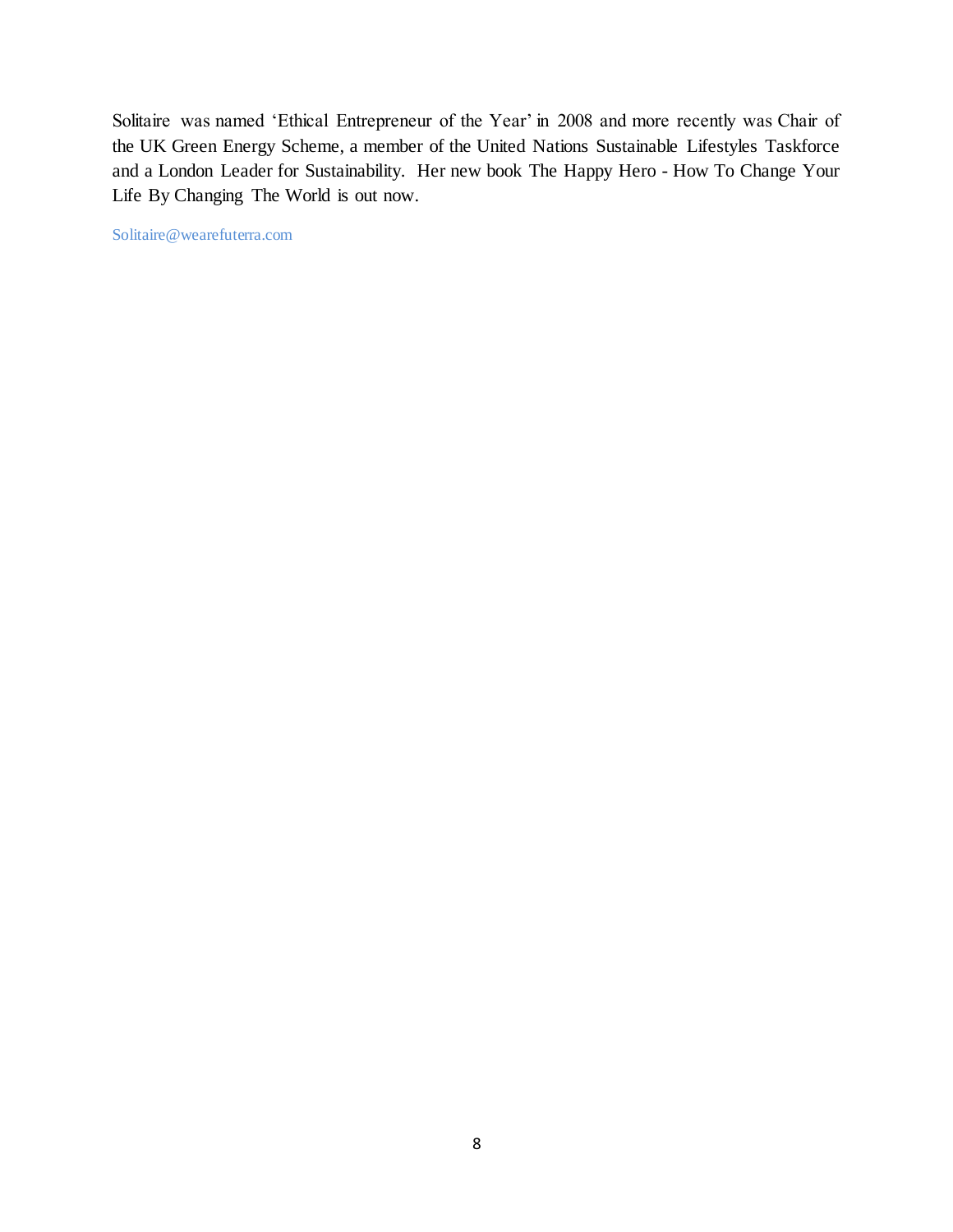Solitaire was named 'Ethical Entrepreneur of the Year' in 2008 and more recently was Chair of the UK Green Energy Scheme, a member of the United Nations Sustainable Lifestyles Taskforce and a London Leader for Sustainability. Her new book The Happy Hero - How To Change Your Life By Changing The World is out now.

Solitaire@wearefuterra.com